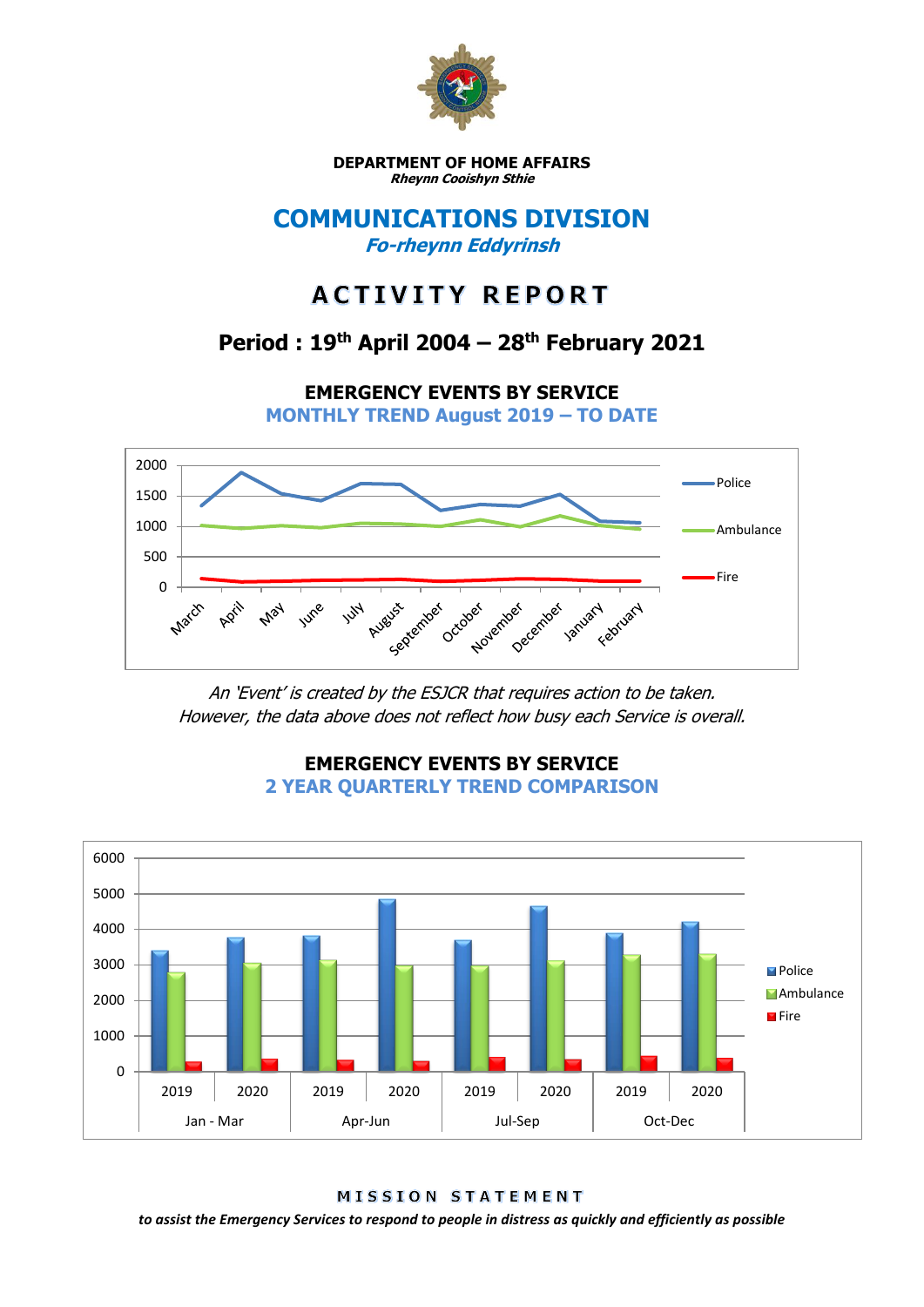**DEPARTMENT OF HOME AFFAIRS**
***Rheynn Cooishyn Sthie***

# COMMUNICATIONS DIVISION

***Fo-rheynn Eddyrinsh***

# ACTIVITY REPORT

## Period : 19th April 2004 – 28th February 2021

### EMERGENCY EVENTS BY SERVICE

**MONTHLY TREND August 2019 – TO DATE**

*An 'Event' is created by the ESJCR that requires action to be taken. However, the data above does not reflect how busy each Service is overall.*

### EMERGENCY EVENTS BY SERVICE

**2 YEAR QUARTERLY TREND COMPARISON**

**MISSION STATEMENT**

***to assist the Emergency Services to respond to people in distress as quickly and efficiently as possible***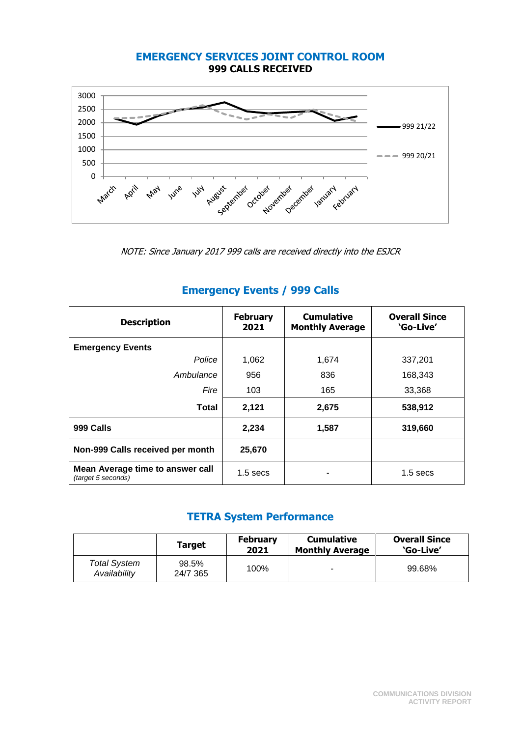## EMERGENCY SERVICES JOINT CONTROL ROOM
### 999 CALLS RECEIVED

3000
2500
2000
1500
1000
500
0

March
April
May
June
July
August
September
October
November
December
January
February

999 21/22
999 20/21

*NOTE: Since January 2017 999 calls are received directly into the ESJCR*

## Emergency Events / 999 Calls

| Description | February 2021 | Cumulative Monthly Average | Overall Since 'Go-Live' |
|---|---|---|---|
| **Emergency Events** | | | |
| *Police* | 1,062 | 1,674 | 337,201 |
| *Ambulance* | 956 | 836 | 168,343 |
| *Fire* | 103 | 165 | 33,368 |
| **Total** | **2,121** | **2,675** | **538,912** |
| **999 Calls** | **2,234** | **1,587** | **319,660** |
| **Non-999 Calls received per month** | **25,670** | | |
| **Mean Average time to answer call** *(target 5 seconds)* | 1.5 secs | - | 1.5 secs |

## TETRA System Performance

| | Target | February 2021 | Cumulative Monthly Average | Overall Since 'Go-Live' |
|---|---|---|---|---|
| *Total System Availability* | 98.5% 24/7 365 | 100% | - | 99.68% |